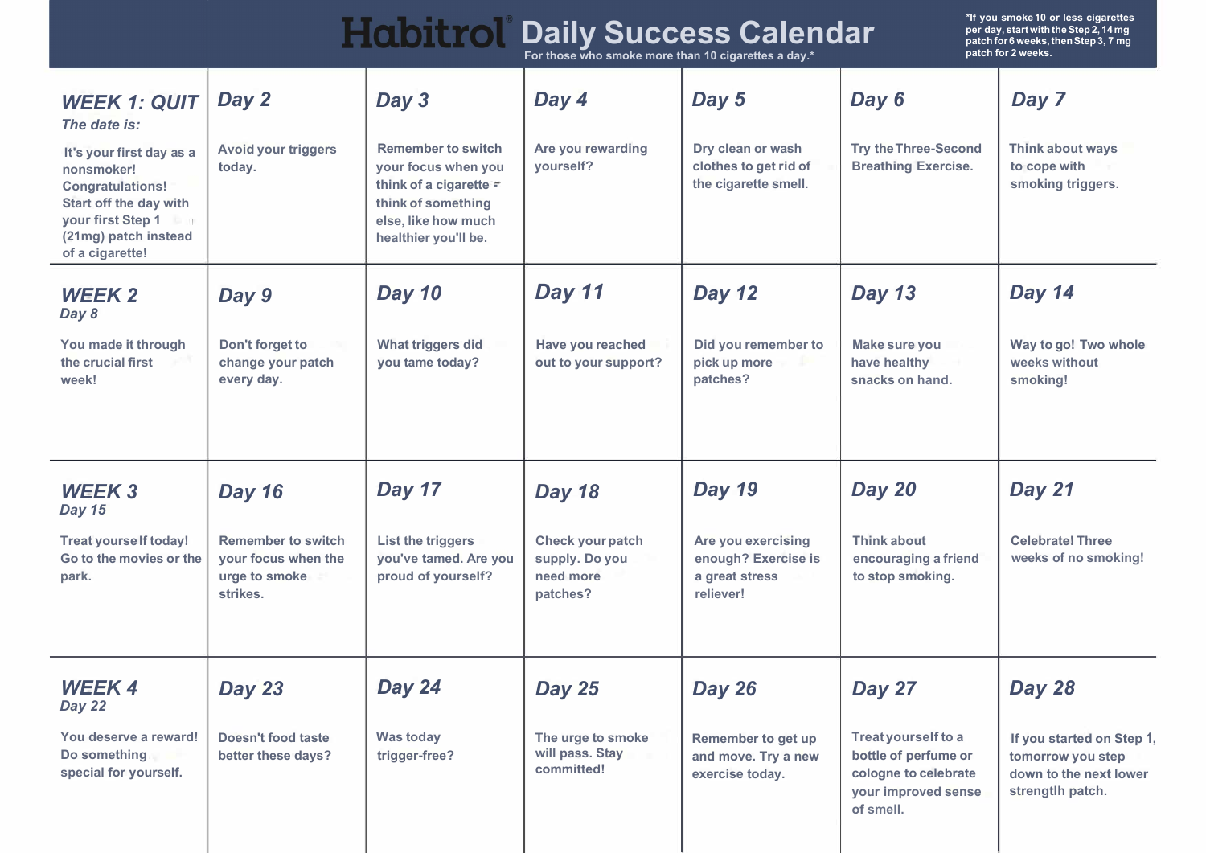# Habitrol® Daily Success Calendar

For those who smoke more than 10 cigarettes a day.*

*If you smoke 10 or less cigarettes per day, start with the Step 2, 14 mg patch for 6 weeks, then Step 3, 7 mg patch for 2 weeks.

| | | | | | | |
|---|---|---|---|---|---|---|
| ***WEEK 1: QUIT*** *The date is:* It's your first day as a nonsmoker! Congratulations! Start off the day with your first Step 1 (21mg) patch instead of a cigarette! | ***Day 2*** Avoid your triggers today. | ***Day 3*** Remember to switch your focus when you think of a cigarette – think of something else, like how much healthier you'll be. | ***Day 4*** Are you rewarding yourself? | ***Day 5*** Dry clean or wash clothes to get rid of the cigarette smell. | ***Day 6*** Try the Three-Second Breathing Exercise. | ***Day 7*** Think about ways to cope with smoking triggers. |
| ***WEEK 2*** *Day 8* You made it through the crucial first week! | ***Day 9*** Don't forget to change your patch every day. | ***Day 10*** What triggers did you tame today? | ***Day 11*** Have you reached out to your support? | ***Day 12*** Did you remember to pick up more patches? | ***Day 13*** Make sure you have healthy snacks on hand. | ***Day 14*** Way to go! Two whole weeks without smoking! |
| ***WEEK 3*** *Day 15* Treat yourself today! Go to the movies or the park. | ***Day 16*** Remember to switch your focus when the urge to smoke strikes. | ***Day 17*** List the triggers you've tamed. Are you proud of yourself? | ***Day 18*** Check your patch supply. Do you need more patches? | ***Day 19*** Are you exercising enough? Exercise is a great stress reliever! | ***Day 20*** Think about encouraging a friend to stop smoking. | ***Day 21*** Celebrate! Three weeks of no smoking! |
| ***WEEK 4*** *Day 22* You deserve a reward! Do something special for yourself. | ***Day 23*** Doesn't food taste better these days? | ***Day 24*** Was today trigger-free? | ***Day 25*** The urge to smoke will pass. Stay committed! | ***Day 26*** Remember to get up and move. Try a new exercise today. | ***Day 27*** Treat yourself to a bottle of perfume or cologne to celebrate your improved sense of smell. | ***Day 28*** If you started on Step 1, tomorrow you step down to the next lower strengtlh patch. |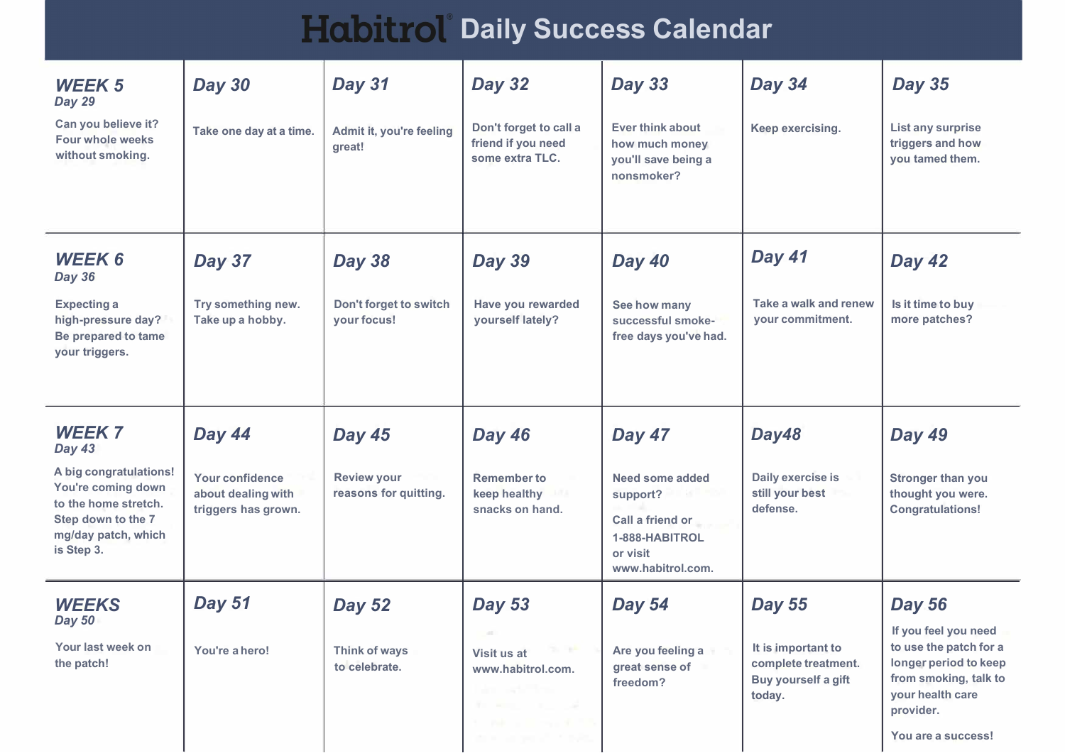# Habitrol® Daily Success Calendar

| | | | | | | |
|---|---|---|---|---|---|---|
| **WEEK 5** *Day 29* Can you believe it? Four whole weeks without smoking. | **Day 30** Take one day at a time. | **Day 31** Admit it, you're feeling great! | **Day 32** Don't forget to call a friend if you need some extra TLC. | **Day 33** Ever think about how much money you'll save being a nonsmoker? | **Day 34** Keep exercising. | **Day 35** List any surprise triggers and how you tamed them. |
| **WEEK 6** *Day 36* Expecting a high-pressure day? Be prepared to tame your triggers. | **Day 37** Try something new. Take up a hobby. | **Day 38** Don't forget to switch your focus! | **Day 39** Have you rewarded yourself lately? | **Day 40** See how many successful smoke-free days you've had. | **Day 41** Take a walk and renew your commitment. | **Day 42** Is it time to buy more patches? |
| **WEEK 7** *Day 43* A big congratulations! You're coming down to the home stretch. Step down to the 7 mg/day patch, which is Step 3. | **Day 44** Your confidence about dealing with triggers has grown. | **Day 45** Review your reasons for quitting. | **Day 46** Remember to keep healthy snacks on hand. | **Day 47** Need some added support? Call a friend or 1-888-HABITROL or visit www.habitrol.com. | **Day48** Daily exercise is still your best defense. | **Day 49** Stronger than you thought you were. Congratulations! |
| **WEEKS** *Day 50* Your last week on the patch! | **Day 51** You're a hero! | **Day 52** Think of ways to celebrate. | **Day 53** Visit us at www.habitrol.com. | **Day 54** Are you feeling a great sense of freedom? | **Day 55** It is important to complete treatment. Buy yourself a gift today. | **Day 56** If you feel you need to use the patch for a longer period to keep from smoking, talk to your health care provider. You are a success! |